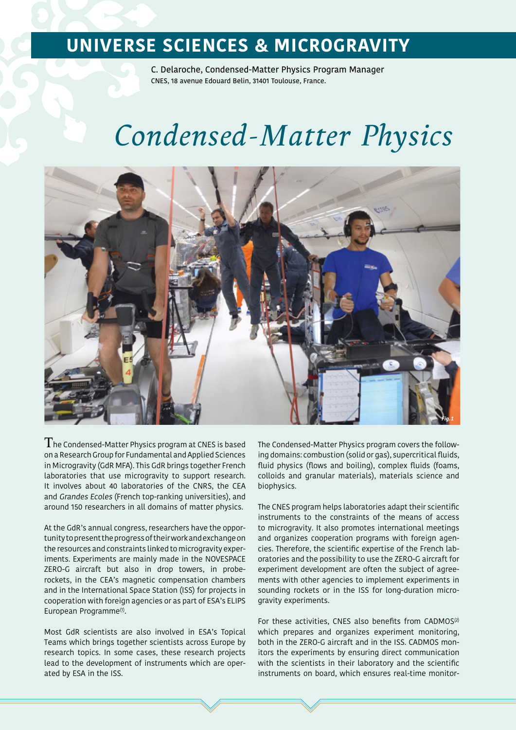# UNIVERSE SCIENCES & MICROGRAVITY

C. Delaroche, Condensed-Matter Physics Program Manager
CNES, 18 avenue Edouard Belin, 31401 Toulouse, France.

# *Condensed-Matter Physics*

Fig.1

The Condensed-Matter Physics program at CNES is based on a Research Group for Fundamental and Applied Sciences in Microgravity (GdR MFA). This GdR brings together French laboratories that use microgravity to support research. It involves about 40 laboratories of the CNRS, the CEA and *Grandes Ecoles* (French top-ranking universities), and around 150 researchers in all domains of matter physics.

At the GdR's annual congress, researchers have the opportunity to present the progress of their work and exchange on the resources and constraints linked to microgravity experiments. Experiments are mainly made in the NOVESPACE ZERO-G aircraft but also in drop towers, in probe-rockets, in the CEA's magnetic compensation chambers and in the International Space Station (ISS) for projects in cooperation with foreign agencies or as part of ESA's ELIPS European Programme[1].

Most GdR scientists are also involved in ESA's Topical Teams which brings together scientists across Europe by research topics. In some cases, these research projects lead to the development of instruments which are operated by ESA in the ISS.

The Condensed-Matter Physics program covers the following domains: combustion (solid or gas), supercritical fluids, fluid physics (flows and boiling), complex fluids (foams, colloids and granular materials), materials science and biophysics.

The CNES program helps laboratories adapt their scientific instruments to the constraints of the means of access to microgravity. It also promotes international meetings and organizes cooperation programs with foreign agencies. Therefore, the scientific expertise of the French laboratories and the possibility to use the ZERO-G aircraft for experiment development are often the subject of agreements with other agencies to implement experiments in sounding rockets or in the ISS for long-duration microgravity experiments.

For these activities, CNES also benefits from CADMOS[2] which prepares and organizes experiment monitoring, both in the ZERO-G aircraft and in the ISS. CADMOS monitors the experiments by ensuring direct communication with the scientists in their laboratory and the scientific instruments on board, which ensures real-time monitor-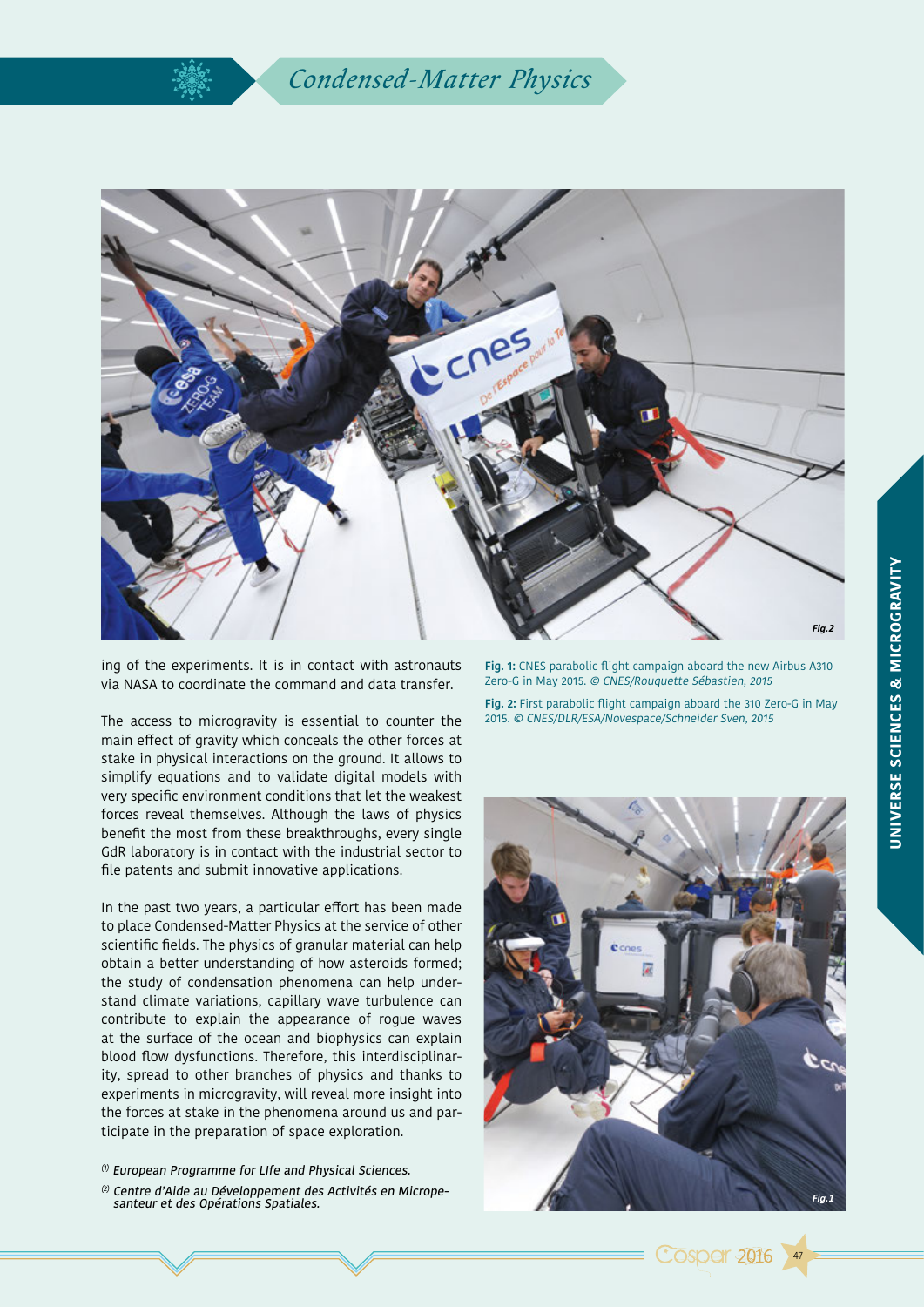ing of the experiments. It is in contact with astronauts via NASA to coordinate the command and data transfer.

The access to microgravity is essential to counter the main effect of gravity which conceals the other forces at stake in physical interactions on the ground. It allows to simplify equations and to validate digital models with very specific environment conditions that let the weakest forces reveal themselves. Although the laws of physics benefit the most from these breakthroughs, every single GdR laboratory is in contact with the industrial sector to file patents and submit innovative applications.

In the past two years, a particular effort has been made to place Condensed-Matter Physics at the service of other scientific fields. The physics of granular material can help obtain a better understanding of how asteroids formed; the study of condensation phenomena can help understand climate variations, capillary wave turbulence can contribute to explain the appearance of rogue waves at the surface of the ocean and biophysics can explain blood flow dysfunctions. Therefore, this interdisciplinarity, spread to other branches of physics and thanks to experiments in microgravity, will reveal more insight into the forces at stake in the phenomena around us and participate in the preparation of space exploration.

[1] *European Programme for LIfe and Physical Sciences.*

[2] *Centre d'Aide au Développement des Activités en Micropesanteur et des Opérations Spatiales.*

**Fig. 1:** CNES parabolic flight campaign aboard the new Airbus A310 Zero-G in May 2015. *© CNES/Rouquette Sébastien, 2015*

**Fig. 2:** First parabolic flight campaign aboard the 310 Zero-G in May 2015. *© CNES/DLR/ESA/Novespace/Schneider Sven, 2015*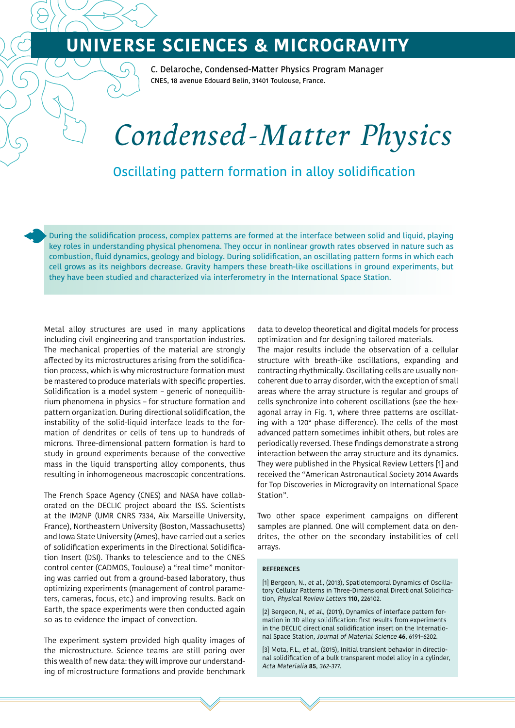# UNIVERSE SCIENCES & MICROGRAVITY

C. Delaroche, Condensed-Matter Physics Program Manager
CNES, 18 avenue Edouard Belin, 31401 Toulouse, France.

# *Condensed-Matter Physics*

## Oscillating pattern formation in alloy solidification

During the solidification process, complex patterns are formed at the interface between solid and liquid, playing key roles in understanding physical phenomena. They occur in nonlinear growth rates observed in nature such as combustion, fluid dynamics, geology and biology. During solidification, an oscillating pattern forms in which each cell grows as its neighbors decrease. Gravity hampers these breath-like oscillations in ground experiments, but they have been studied and characterized via interferometry in the International Space Station.

Metal alloy structures are used in many applications including civil engineering and transportation industries. The mechanical properties of the material are strongly affected by its microstructures arising from the solidification process, which is why microstructure formation must be mastered to produce materials with specific properties. Solidification is a model system – generic of nonequilibrium phenomena in physics – for structure formation and pattern organization. During directional solidification, the instability of the solid-liquid interface leads to the formation of dendrites or cells of tens up to hundreds of microns. Three-dimensional pattern formation is hard to study in ground experiments because of the convective mass in the liquid transporting alloy components, thus resulting in inhomogeneous macroscopic concentrations.

The French Space Agency (CNES) and NASA have collaborated on the DECLIC project aboard the ISS. Scientists at the IM2NP (UMR CNRS 7334, Aix Marseille University, France), Northeastern University (Boston, Massachusetts) and Iowa State University (Ames), have carried out a series of solidification experiments in the Directional Solidification Insert (DSI). Thanks to telescience and to the CNES control center (CADMOS, Toulouse) a "real time" monitoring was carried out from a ground-based laboratory, thus optimizing experiments (management of control parameters, cameras, focus, etc.) and improving results. Back on Earth, the space experiments were then conducted again so as to evidence the impact of convection.

The experiment system provided high quality images of the microstructure. Science teams are still poring over this wealth of new data: they will improve our understanding of microstructure formations and provide benchmark data to develop theoretical and digital models for process optimization and for designing tailored materials.

The major results include the observation of a cellular structure with breath-like oscillations, expanding and contracting rhythmically. Oscillating cells are usually non-coherent due to array disorder, with the exception of small areas where the array structure is regular and groups of cells synchronize into coherent oscillations (see the hexagonal array in Fig. 1, where three patterns are oscillating with a 120° phase difference). The cells of the most advanced pattern sometimes inhibit others, but roles are periodically reversed. These findings demonstrate a strong interaction between the array structure and its dynamics. They were published in the Physical Review Letters [1] and received the "American Astronautical Society 2014 Awards for Top Discoveries in Microgravity on International Space Station".

Two other space experiment campaigns on different samples are planned. One will complement data on dendrites, the other on the secondary instabilities of cell arrays.

#### REFERENCES

[1] Bergeon, N., *et al.*, (2013), Spatiotemporal Dynamics of Oscillatory Cellular Patterns in Three-Dimensional Directional Solidification, *Physical Review Letters* **110,** 226102.

[2] Bergeon, N., *et al.*, (2011), Dynamics of interface pattern formation in 3D alloy solidification: first results from experiments in the DECLIC directional solidification insert on the International Space Station, *Journal of Material Science* **46**, 6191–6202.

[3] Mota, F.L., *et al.*, (2015), Initial transient behavior in directional solidification of a bulk transparent model alloy in a cylinder, *Acta Materialia* **85**, *362-377.*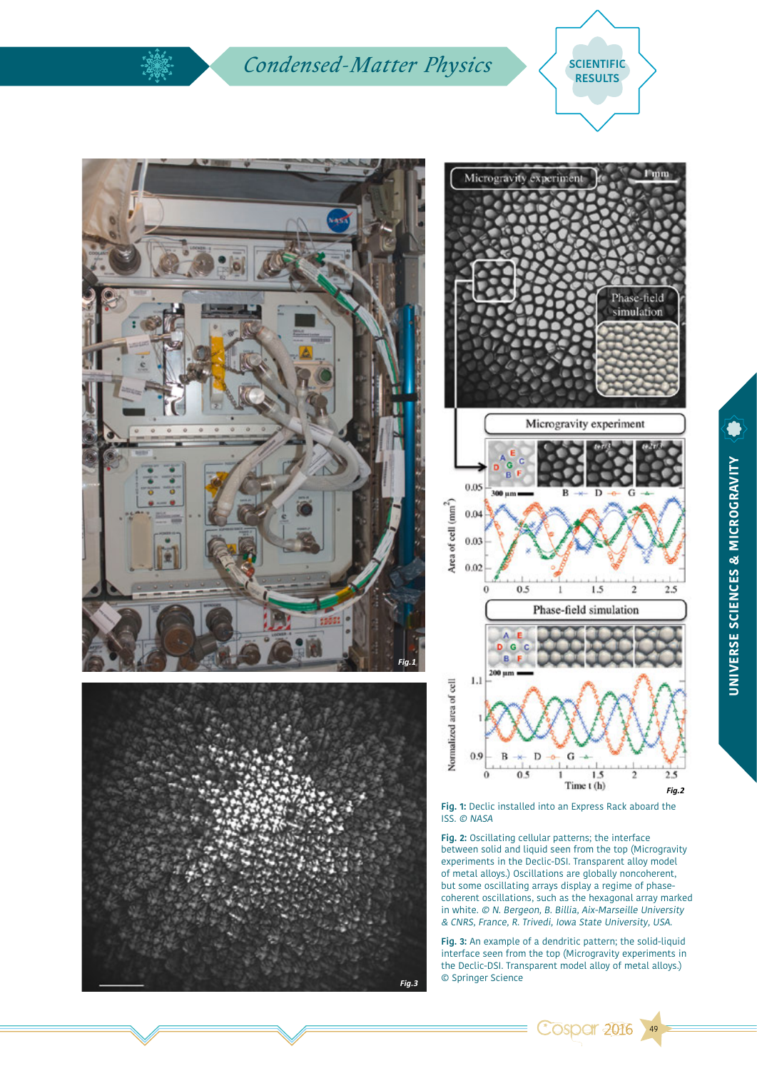**Fig. 1:** Declic installed into an Express Rack aboard the ISS. *© NASA*

**Fig. 2:** Oscillating cellular patterns; the interface between solid and liquid seen from the top (Microgravity experiments in the Declic-DSI. Transparent alloy model of metal alloys.) Oscillations are globally noncoherent, but some oscillating arrays display a regime of phase-coherent oscillations, such as the hexagonal array marked in white. *© N. Bergeon, B. Billia, Aix-Marseille University & CNRS, France, R. Trivedi, Iowa State University, USA.*

**Fig. 3:** An example of a dendritic pattern; the solid-liquid interface seen from the top (Microgravity experiments in the Declic-DSI. Transparent model alloy of metal alloys.) © Springer Science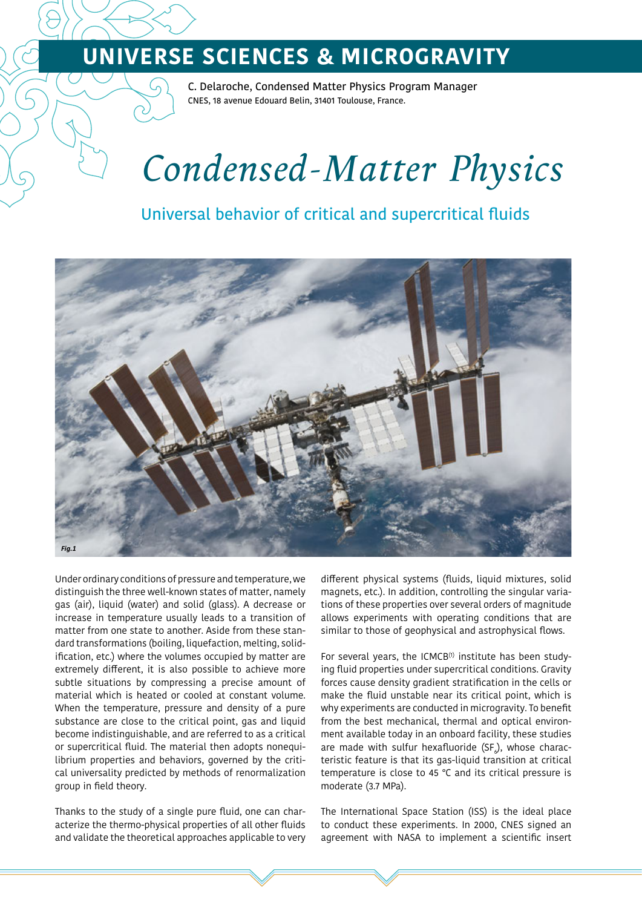# UNIVERSE SCIENCES & MICROGRAVITY

C. Delaroche, Condensed Matter Physics Program Manager
CNES, 18 avenue Edouard Belin, 31401 Toulouse, France.

# *Condensed-Matter Physics*

## Universal behavior of critical and supercritical fluids

*Fig.1*

Under ordinary conditions of pressure and temperature, we distinguish the three well-known states of matter, namely gas (air), liquid (water) and solid (glass). A decrease or increase in temperature usually leads to a transition of matter from one state to another. Aside from these standard transformations (boiling, liquefaction, melting, solidification, etc.) where the volumes occupied by matter are extremely different, it is also possible to achieve more subtle situations by compressing a precise amount of material which is heated or cooled at constant volume. When the temperature, pressure and density of a pure substance are close to the critical point, gas and liquid become indistinguishable, and are referred to as a critical or supercritical fluid. The material then adopts nonequilibrium properties and behaviors, governed by the critical universality predicted by methods of renormalization group in field theory.

Thanks to the study of a single pure fluid, one can characterize the thermo-physical properties of all other fluids and validate the theoretical approaches applicable to very different physical systems (fluids, liquid mixtures, solid magnets, etc.). In addition, controlling the singular variations of these properties over several orders of magnitude allows experiments with operating conditions that are similar to those of geophysical and astrophysical flows.

For several years, the ICMCB[1] institute has been studying fluid properties under supercritical conditions. Gravity forces cause density gradient stratification in the cells or make the fluid unstable near its critical point, which is why experiments are conducted in microgravity. To benefit from the best mechanical, thermal and optical environment available today in an onboard facility, these studies are made with sulfur hexafluoride ($SF_6$), whose characteristic feature is that its gas-liquid transition at critical temperature is close to 45 °C and its critical pressure is moderate (3.7 MPa).

The International Space Station (ISS) is the ideal place to conduct these experiments. In 2000, CNES signed an agreement with NASA to implement a scientific insert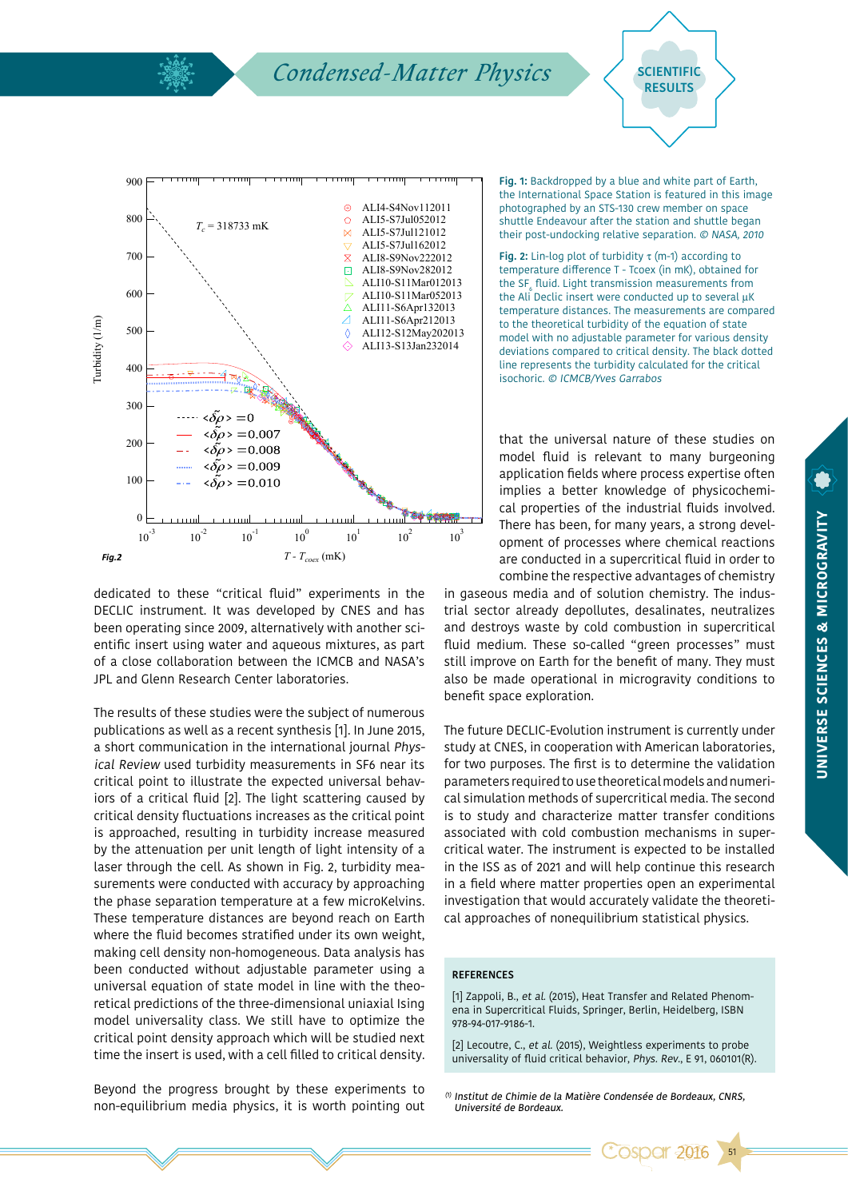900
800
700
600
500
400
300
200
100
0

Turbidity (1/m)

$T_c = 318733$ mK

ALI4-S4Nov112011
ALI5-S7Jul052012
ALI5-S7Jul121012
ALI5-S7Jul162012
ALI8-S9Nov222012
ALI8-S9Nov282012
ALI10-S11Mar012013
ALI10-S11Mar052013
ALI11-S6Apr132013
ALI11-S6Apr212013
ALI12-S12May202013
ALI13-S13Jan232014

$<\delta\rho> = 0$
$<\delta\rho> = 0.007$
$<\delta\rho> = 0.008$
$<\delta\rho> = 0.009$
$<\delta\rho> = 0.010$

$10^{-3}$ $10^{-2}$ $10^{-1}$ $10^{0}$ $10^{1}$ $10^{2}$ $10^{3}$

$T - T_{coex}$ (mK)

**Fig.2**

**Fig. 1:** Backdropped by a blue and white part of Earth, the International Space Station is featured in this image photographed by an STS-130 crew member on space shuttle Endeavour after the station and shuttle began their post-undocking relative separation. *© NASA, 2010*

**Fig. 2:** Lin-log plot of turbidity τ (m-1) according to temperature difference T - Tcoex (in mK), obtained for the $SF_6$ fluid. Light transmission measurements from the Ali Declic insert were conducted up to several µK temperature distances. The measurements are compared to the theoretical turbidity of the equation of state model with no adjustable parameter for various density deviations compared to critical density. The black dotted line represents the turbidity calculated for the critical isochoric. *© ICMCB/Yves Garrabos*

dedicated to these "critical fluid" experiments in the DECLIC instrument. It was developed by CNES and has been operating since 2009, alternatively with another scientific insert using water and aqueous mixtures, as part of a close collaboration between the ICMCB and NASA's JPL and Glenn Research Center laboratories.

The results of these studies were the subject of numerous publications as well as a recent synthesis [1]. In June 2015, a short communication in the international journal *Physical Review* used turbidity measurements in SF6 near its critical point to illustrate the expected universal behaviors of a critical fluid [2]. The light scattering caused by critical density fluctuations increases as the critical point is approached, resulting in turbidity increase measured by the attenuation per unit length of light intensity of a laser through the cell. As shown in Fig. 2, turbidity measurements were conducted with accuracy by approaching the phase separation temperature at a few microKelvins. These temperature distances are beyond reach on Earth where the fluid becomes stratified under its own weight, making cell density non-homogeneous. Data analysis has been conducted without adjustable parameter using a universal equation of state model in line with the theoretical predictions of the three-dimensional uniaxial Ising model universality class. We still have to optimize the critical point density approach which will be studied next time the insert is used, with a cell filled to critical density.

Beyond the progress brought by these experiments to non-equilibrium media physics, it is worth pointing out that the universal nature of these studies on model fluid is relevant to many burgeoning application fields where process expertise often implies a better knowledge of physicochemical properties of the industrial fluids involved. There has been, for many years, a strong development of processes where chemical reactions are conducted in a supercritical fluid in order to combine the respective advantages of chemistry in gaseous media and of solution chemistry. The industrial sector already depollutes, desalinates, neutralizes and destroys waste by cold combustion in supercritical fluid medium. These so-called "green processes" must still improve on Earth for the benefit of many. They must also be made operational in microgravity conditions to benefit space exploration.

The future DECLIC-Evolution instrument is currently under study at CNES, in cooperation with American laboratories, for two purposes. The first is to determine the validation parameters required to use theoretical models and numerical simulation methods of supercritical media. The second is to study and characterize matter transfer conditions associated with cold combustion mechanisms in supercritical water. The instrument is expected to be installed in the ISS as of 2021 and will help continue this research in a field where matter properties open an experimental investigation that would accurately validate the theoretical approaches of nonequilibrium statistical physics.

## REFERENCES

[1] Zappoli, B., *et al.* (2015), Heat Transfer and Related Phenomena in Supercritical Fluids, Springer, Berlin, Heidelberg, ISBN 978-94-017-9186-1.

[2] Lecoutre, C., *et al.* (2015), Weightless experiments to probe universality of fluid critical behavior, *Phys. Rev.*, E 91, 060101(R).

[1] *Institut de Chimie de la Matière Condensée de Bordeaux, CNRS, Université de Bordeaux.*